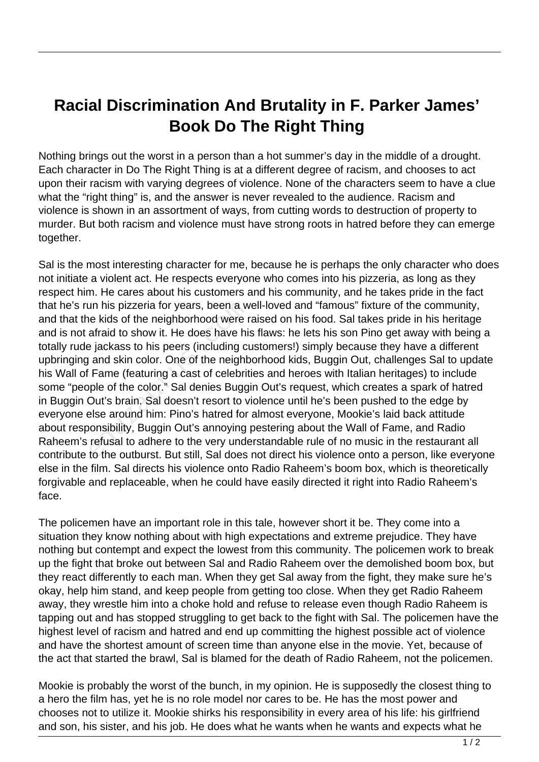# Racial Discrimination And Brutality in F. Parker James' Book Do The Right Thing

Nothing brings out the worst in a person than a hot summer's day in the middle of a drought. Each character in Do The Right Thing is at a different degree of racism, and chooses to act upon their racism with varying degrees of violence. None of the characters seem to have a clue what the "right thing" is, and the answer is never revealed to the audience. Racism and violence is shown in an assortment of ways, from cutting words to destruction of property to murder. But both racism and violence must have strong roots in hatred before they can emerge together.

Sal is the most interesting character for me, because he is perhaps the only character who does not initiate a violent act. He respects everyone who comes into his pizzeria, as long as they respect him. He cares about his customers and his community, and he takes pride in the fact that he's run his pizzeria for years, been a well-loved and "famous" fixture of the community, and that the kids of the neighborhood were raised on his food. Sal takes pride in his heritage and is not afraid to show it. He does have his flaws: he lets his son Pino get away with being a totally rude jackass to his peers (including customers!) simply because they have a different upbringing and skin color. One of the neighborhood kids, Buggin Out, challenges Sal to update his Wall of Fame (featuring a cast of celebrities and heroes with Italian heritages) to include some "people of the color." Sal denies Buggin Out's request, which creates a spark of hatred in Buggin Out's brain. Sal doesn't resort to violence until he's been pushed to the edge by everyone else around him: Pino's hatred for almost everyone, Mookie's laid back attitude about responsibility, Buggin Out's annoying pestering about the Wall of Fame, and Radio Raheem's refusal to adhere to the very understandable rule of no music in the restaurant all contribute to the outburst. But still, Sal does not direct his violence onto a person, like everyone else in the film. Sal directs his violence onto Radio Raheem's boom box, which is theoretically forgivable and replaceable, when he could have easily directed it right into Radio Raheem's face.

The policemen have an important role in this tale, however short it be. They come into a situation they know nothing about with high expectations and extreme prejudice. They have nothing but contempt and expect the lowest from this community. The policemen work to break up the fight that broke out between Sal and Radio Raheem over the demolished boom box, but they react differently to each man. When they get Sal away from the fight, they make sure he's okay, help him stand, and keep people from getting too close. When they get Radio Raheem away, they wrestle him into a choke hold and refuse to release even though Radio Raheem is tapping out and has stopped struggling to get back to the fight with Sal. The policemen have the highest level of racism and hatred and end up committing the highest possible act of violence and have the shortest amount of screen time than anyone else in the movie. Yet, because of the act that started the brawl, Sal is blamed for the death of Radio Raheem, not the policemen.

Mookie is probably the worst of the bunch, in my opinion. He is supposedly the closest thing to a hero the film has, yet he is no role model nor cares to be. He has the most power and chooses not to utilize it. Mookie shirks his responsibility in every area of his life: his girlfriend and son, his sister, and his job. He does what he wants when he wants and expects what he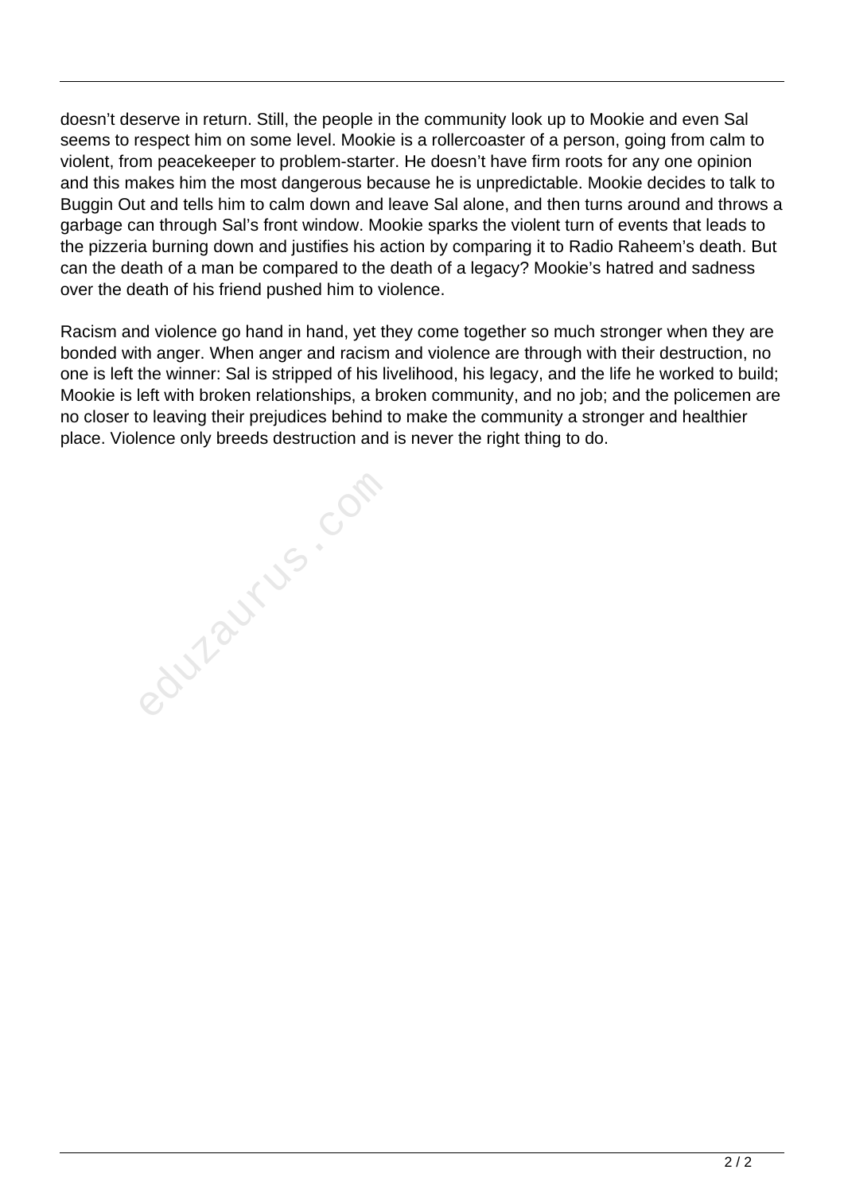doesn't deserve in return. Still, the people in the community look up to Mookie and even Sal seems to respect him on some level. Mookie is a rollercoaster of a person, going from calm to violent, from peacekeeper to problem-starter. He doesn't have firm roots for any one opinion and this makes him the most dangerous because he is unpredictable. Mookie decides to talk to Buggin Out and tells him to calm down and leave Sal alone, and then turns around and throws a garbage can through Sal's front window. Mookie sparks the violent turn of events that leads to the pizzeria burning down and justifies his action by comparing it to Radio Raheem's death. But can the death of a man be compared to the death of a legacy? Mookie's hatred and sadness over the death of his friend pushed him to violence.

Racism and violence go hand in hand, yet they come together so much stronger when they are bonded with anger. When anger and racism and violence are through with their destruction, no one is left the winner: Sal is stripped of his livelihood, his legacy, and the life he worked to build; Mookie is left with broken relationships, a broken community, and no job; and the policemen are no closer to leaving their prejudices behind to make the community a stronger and healthier place. Violence only breeds destruction and is never the right thing to do.